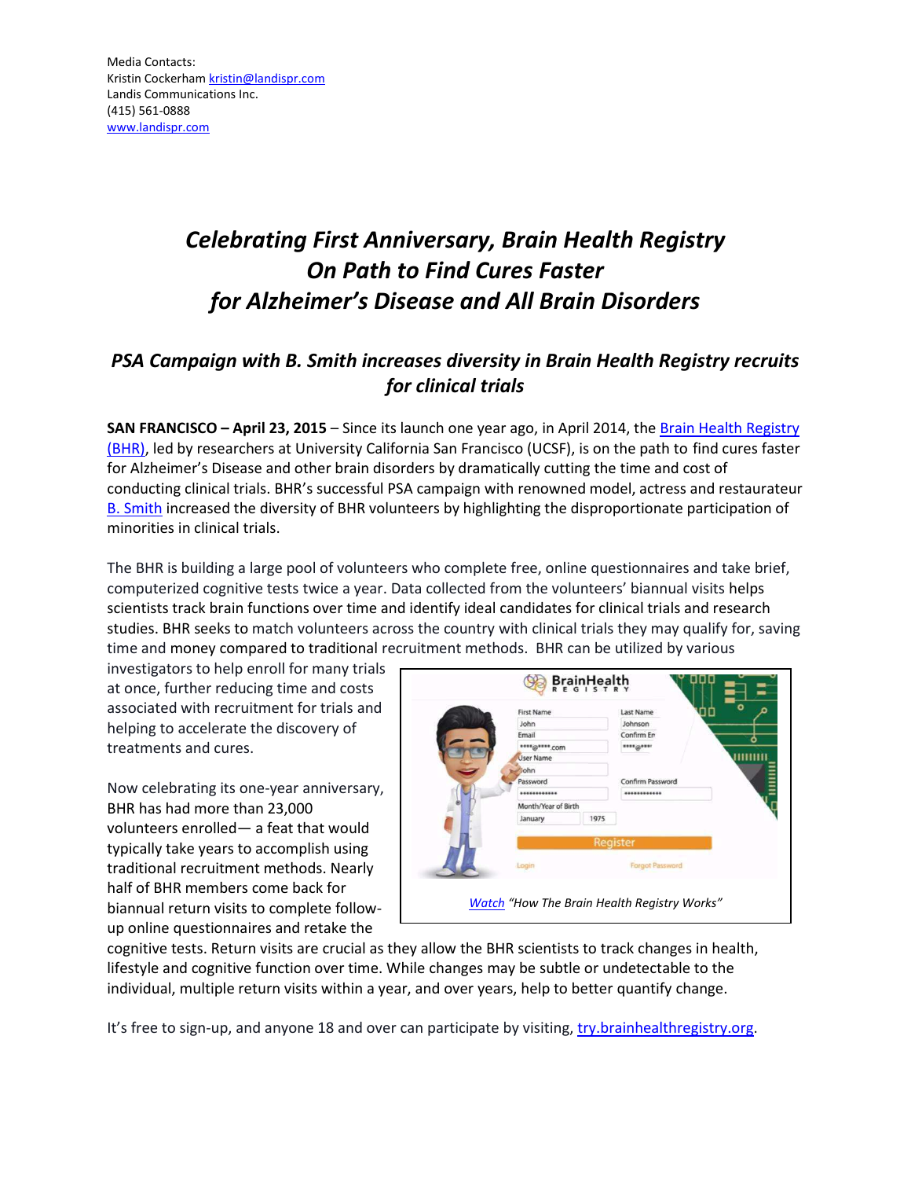Media Contacts:
Kristin Cockerham kristin@landispr.com
Landis Communications Inc.
(415) 561-0888
www.landispr.com

# *Celebrating First Anniversary, Brain Health Registry On Path to Find Cures Faster for Alzheimer's Disease and All Brain Disorders*

## *PSA Campaign with B. Smith increases diversity in Brain Health Registry recruits for clinical trials*

**SAN FRANCISCO – April 23, 2015** – Since its launch one year ago, in April 2014, the Brain Health Registry (BHR), led by researchers at University California San Francisco (UCSF), is on the path to find cures faster for Alzheimer's Disease and other brain disorders by dramatically cutting the time and cost of conducting clinical trials. BHR's successful PSA campaign with renowned model, actress and restaurateur B. Smith increased the diversity of BHR volunteers by highlighting the disproportionate participation of minorities in clinical trials.

The BHR is building a large pool of volunteers who complete free, online questionnaires and take brief, computerized cognitive tests twice a year. Data collected from the volunteers' biannual visits helps scientists track brain functions over time and identify ideal candidates for clinical trials and research studies. BHR seeks to match volunteers across the country with clinical trials they may qualify for, saving time and money compared to traditional recruitment methods. BHR can be utilized by various investigators to help enroll for many trials at once, further reducing time and costs associated with recruitment for trials and helping to accelerate the discovery of treatments and cures.

*Watch "How The Brain Health Registry Works"*

Now celebrating its one-year anniversary, BHR has had more than 23,000 volunteers enrolled— a feat that would typically take years to accomplish using traditional recruitment methods. Nearly half of BHR members come back for biannual return visits to complete follow-up online questionnaires and retake the cognitive tests. Return visits are crucial as they allow the BHR scientists to track changes in health, lifestyle and cognitive function over time. While changes may be subtle or undetectable to the individual, multiple return visits within a year, and over years, help to better quantify change.

It's free to sign-up, and anyone 18 and over can participate by visiting, try.brainhealthregistry.org.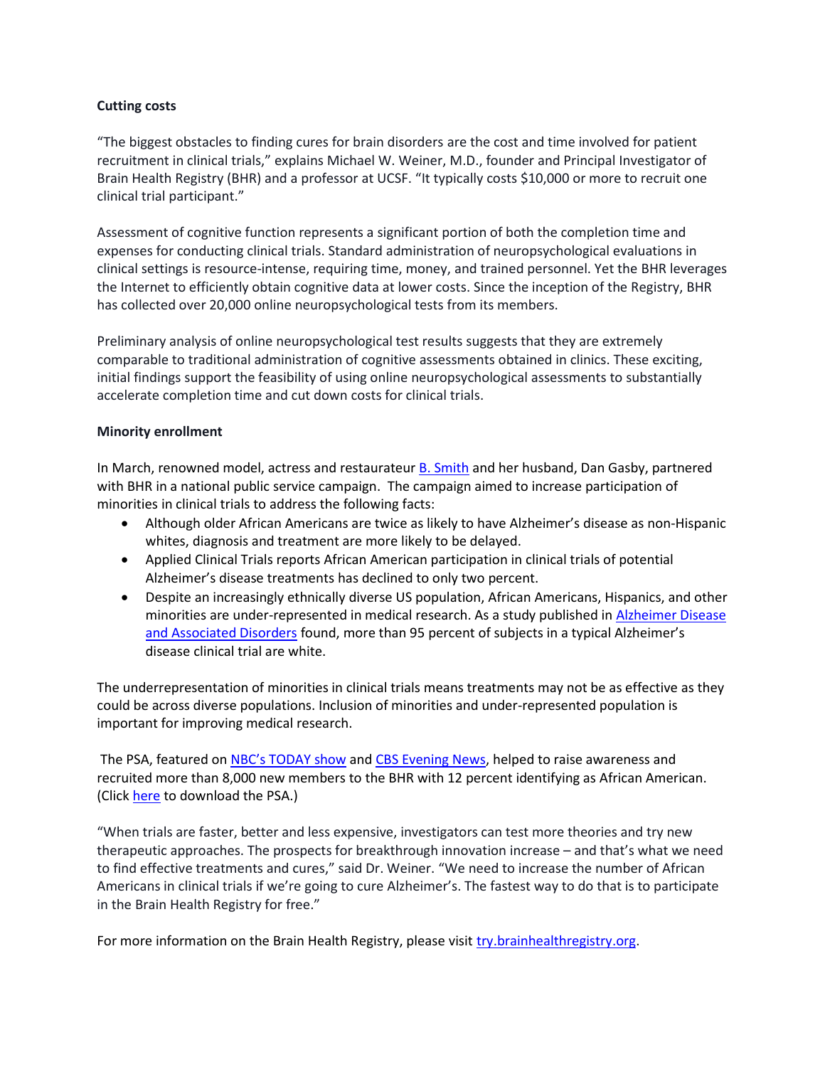**Cutting costs**

"The biggest obstacles to finding cures for brain disorders are the cost and time involved for patient recruitment in clinical trials," explains Michael W. Weiner, M.D., founder and Principal Investigator of Brain Health Registry (BHR) and a professor at UCSF. "It typically costs $10,000 or more to recruit one clinical trial participant."

Assessment of cognitive function represents a significant portion of both the completion time and expenses for conducting clinical trials. Standard administration of neuropsychological evaluations in clinical settings is resource-intense, requiring time, money, and trained personnel. Yet the BHR leverages the Internet to efficiently obtain cognitive data at lower costs. Since the inception of the Registry, BHR has collected over 20,000 online neuropsychological tests from its members.

Preliminary analysis of online neuropsychological test results suggests that they are extremely comparable to traditional administration of cognitive assessments obtained in clinics. These exciting, initial findings support the feasibility of using online neuropsychological assessments to substantially accelerate completion time and cut down costs for clinical trials.

**Minority enrollment**

In March, renowned model, actress and restaurateur B. Smith and her husband, Dan Gasby, partnered with BHR in a national public service campaign. The campaign aimed to increase participation of minorities in clinical trials to address the following facts:

- Although older African Americans are twice as likely to have Alzheimer's disease as non-Hispanic whites, diagnosis and treatment are more likely to be delayed.
- Applied Clinical Trials reports African American participation in clinical trials of potential Alzheimer's disease treatments has declined to only two percent.
- Despite an increasingly ethnically diverse US population, African Americans, Hispanics, and other minorities are under-represented in medical research. As a study published in Alzheimer Disease and Associated Disorders found, more than 95 percent of subjects in a typical Alzheimer's disease clinical trial are white.

The underrepresentation of minorities in clinical trials means treatments may not be as effective as they could be across diverse populations. Inclusion of minorities and under-represented population is important for improving medical research.

The PSA, featured on NBC's TODAY show and CBS Evening News, helped to raise awareness and recruited more than 8,000 new members to the BHR with 12 percent identifying as African American. (Click here to download the PSA.)

"When trials are faster, better and less expensive, investigators can test more theories and try new therapeutic approaches. The prospects for breakthrough innovation increase – and that's what we need to find effective treatments and cures," said Dr. Weiner. "We need to increase the number of African Americans in clinical trials if we're going to cure Alzheimer's. The fastest way to do that is to participate in the Brain Health Registry for free."

For more information on the Brain Health Registry, please visit try.brainhealthregistry.org.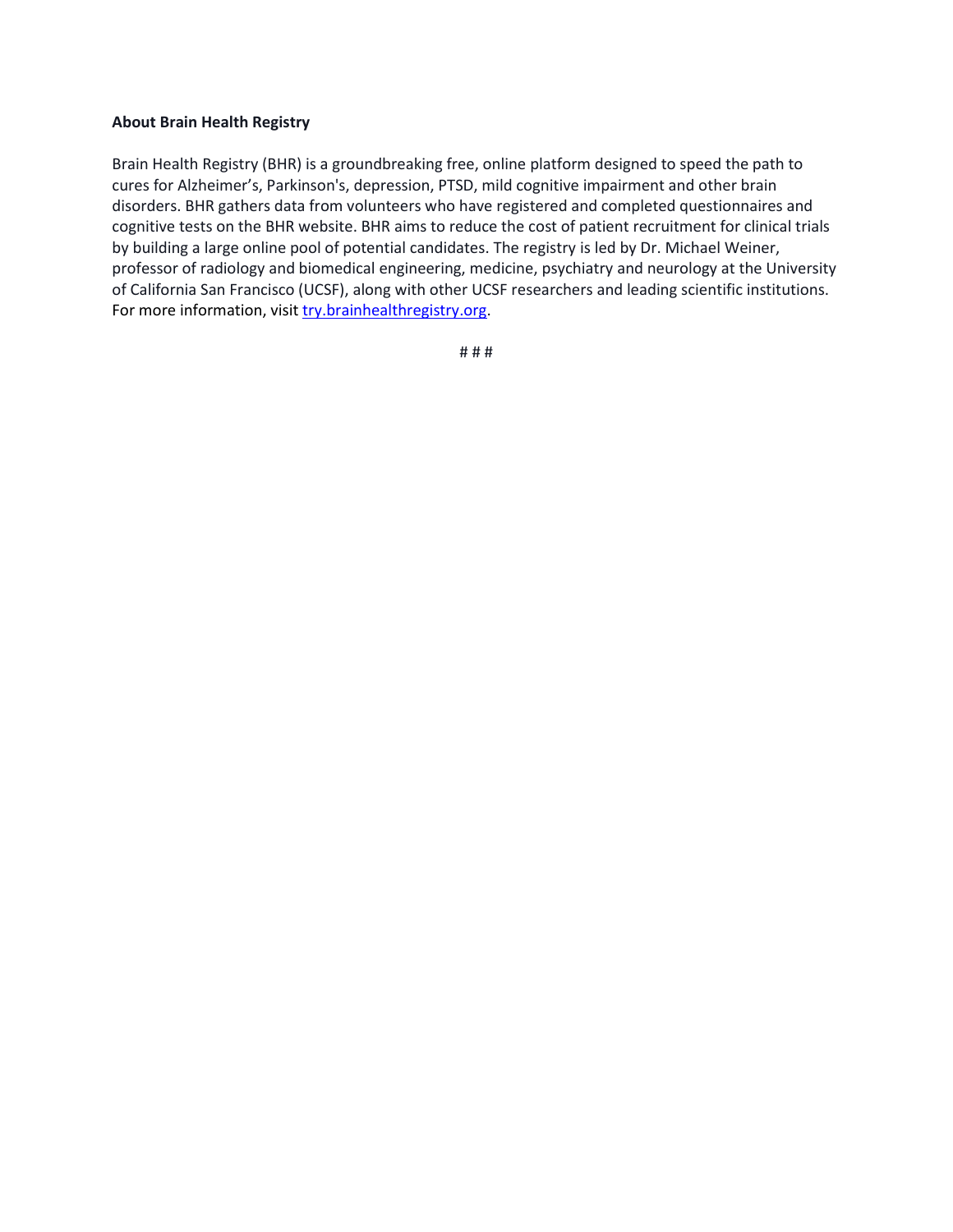**About Brain Health Registry**

Brain Health Registry (BHR) is a groundbreaking free, online platform designed to speed the path to cures for Alzheimer's, Parkinson's, depression, PTSD, mild cognitive impairment and other brain disorders. BHR gathers data from volunteers who have registered and completed questionnaires and cognitive tests on the BHR website. BHR aims to reduce the cost of patient recruitment for clinical trials by building a large online pool of potential candidates. The registry is led by Dr. Michael Weiner, professor of radiology and biomedical engineering, medicine, psychiatry and neurology at the University of California San Francisco (UCSF), along with other UCSF researchers and leading scientific institutions. For more information, visit try.brainhealthregistry.org.

# # #